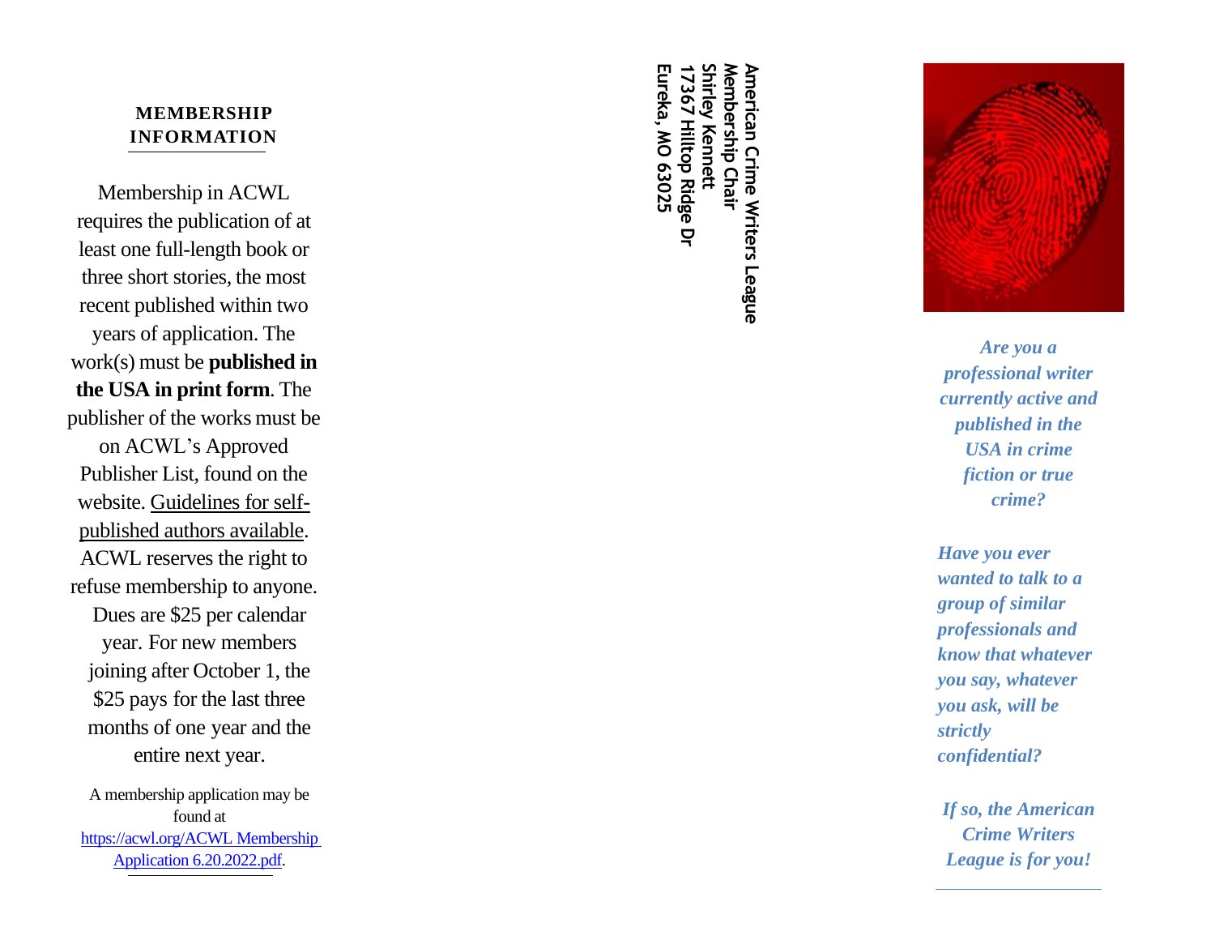## MEMBERSHIP INFORMATION

Membership in ACWL requires the publication of at least one full-length book or three short stories, the most recent published within two years of application. The work(s) must be **published in the USA in print form**. The publisher of the works must be on ACWL's Approved Publisher List, found on the website. Guidelines for self-published authors available. ACWL reserves the right to refuse membership to anyone. Dues are $25 per calendar year. For new members joining after October 1, the $25 pays for the last three months of one year and the entire next year.

A membership application may be found at https://acwl.org/ACWL Membership Application 6.20.2022.pdf.

**American Crime Writers League**
**Membership Chair**
**Shirley Kennett**
**17367 Hilltop Ridge Dr**
**Eureka, MO 63025**

***Are you a professional writer currently active and published in the USA in crime fiction or true crime?***

***Have you ever wanted to talk to a group of similar professionals and know that whatever you say, whatever you ask, will be strictly confidential?***

***If so, the American Crime Writers League is for you!***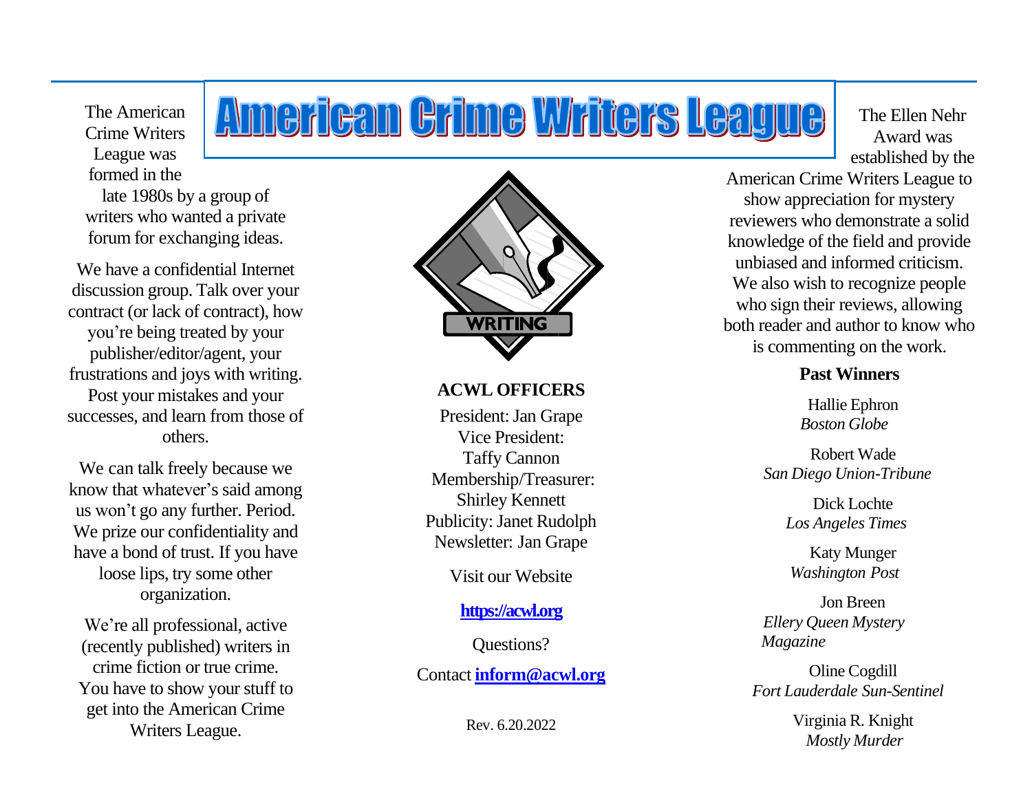# American Crime Writers League

The American Crime Writers League was formed in the late 1980s by a group of writers who wanted a private forum for exchanging ideas.

We have a confidential Internet discussion group. Talk over your contract (or lack of contract), how you're being treated by your publisher/editor/agent, your frustrations and joys with writing. Post your mistakes and your successes, and learn from those of others.

We can talk freely because we know that whatever's said among us won't go any further. Period. We prize our confidentiality and have a bond of trust. If you have loose lips, try some other organization.

We're all professional, active (recently published) writers in crime fiction or true crime. You have to show your stuff to get into the American Crime Writers League.

WRITING

**ACWL OFFICERS**

President: Jan Grape
Vice President:
Taffy Cannon
Membership/Treasurer:
Shirley Kennett
Publicity: Janet Rudolph
Newsletter: Jan Grape

Visit our Website

**https://acwl.org**

Questions?

Contact **inform@acwl.org**

Rev. 6.20.2022

The Ellen Nehr Award was established by the American Crime Writers League to show appreciation for mystery reviewers who demonstrate a solid knowledge of the field and provide unbiased and informed criticism. We also wish to recognize people who sign their reviews, allowing both reader and author to know who is commenting on the work.

**Past Winners**

Hallie Ephron
*Boston Globe*

Robert Wade
*San Diego Union-Tribune*

Dick Lochte
*Los Angeles Times*

Katy Munger
*Washington Post*

Jon Breen
*Ellery Queen Mystery Magazine*

Oline Cogdill
*Fort Lauderdale Sun-Sentinel*

Virginia R. Knight
*Mostly Murder*